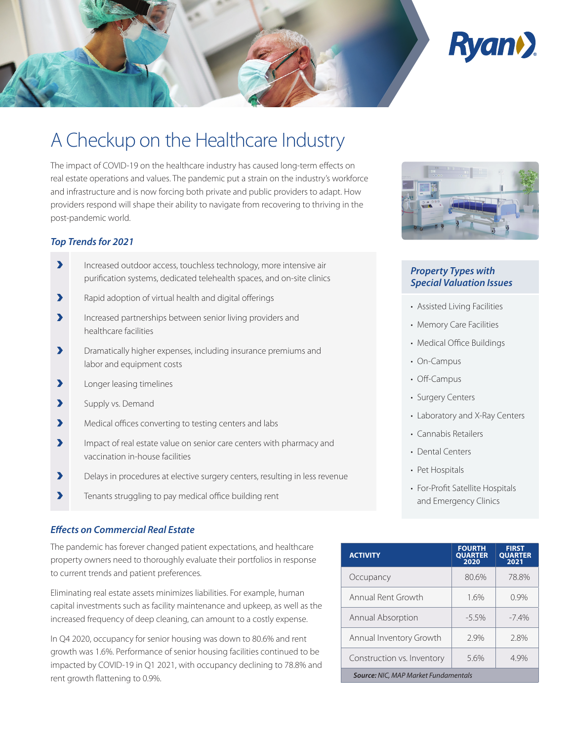# A Checkup on the Healthcare Industry

The impact of COVID-19 on the healthcare industry has caused long-term effects on real estate operations and values. The pandemic put a strain on the industry's workforce and infrastructure and is now forcing both private and public providers to adapt. How providers respond will shape their ability to navigate from recovering to thriving in the post-pandemic world.

### *Top Trends for 2021*

- Increased outdoor access, touchless technology, more intensive air purification systems, dedicated telehealth spaces, and on-site clinics
- Rapid adoption of virtual health and digital offerings
- Increased partnerships between senior living providers and healthcare facilities
- Dramatically higher expenses, including insurance premiums and labor and equipment costs
- Longer leasing timelines
- Supply vs. Demand
- Medical offices converting to testing centers and labs
- Impact of real estate value on senior care centers with pharmacy and vaccination in-house facilities
- Delays in procedures at elective surgery centers, resulting in less revenue
- Tenants struggling to pay medical office building rent

### *Property Types with Special Valuation Issues*

- Assisted Living Facilities
- Memory Care Facilities
- Medical Office Buildings
- On-Campus
- Off-Campus
- Surgery Centers
- Laboratory and X-Ray Centers
- Cannabis Retailers
- Dental Centers
- Pet Hospitals
- For-Profit Satellite Hospitals and Emergency Clinics

### *Effects on Commercial Real Estate*

The pandemic has forever changed patient expectations, and healthcare property owners need to thoroughly evaluate their portfolios in response to current trends and patient preferences.

Eliminating real estate assets minimizes liabilities. For example, human capital investments such as facility maintenance and upkeep, as well as the increased frequency of deep cleaning, can amount to a costly expense.

In Q4 2020, occupancy for senior housing was down to 80.6% and rent growth was 1.6%. Performance of senior housing facilities continued to be impacted by COVID-19 in Q1 2021, with occupancy declining to 78.8% and rent growth flattening to 0.9%.

| ACTIVITY | FOURTH QUARTER 2020 | FIRST QUARTER 2021 |
|---|---|---|
| Occupancy | 80.6% | 78.8% |
| Annual Rent Growth | 1.6% | 0.9% |
| Annual Absorption | -5.5% | -7.4% |
| Annual Inventory Growth | 2.9% | 2.8% |
| Construction vs. Inventory | 5.6% | 4.9% |

***Source:** NIC, MAP Market Fundamentals*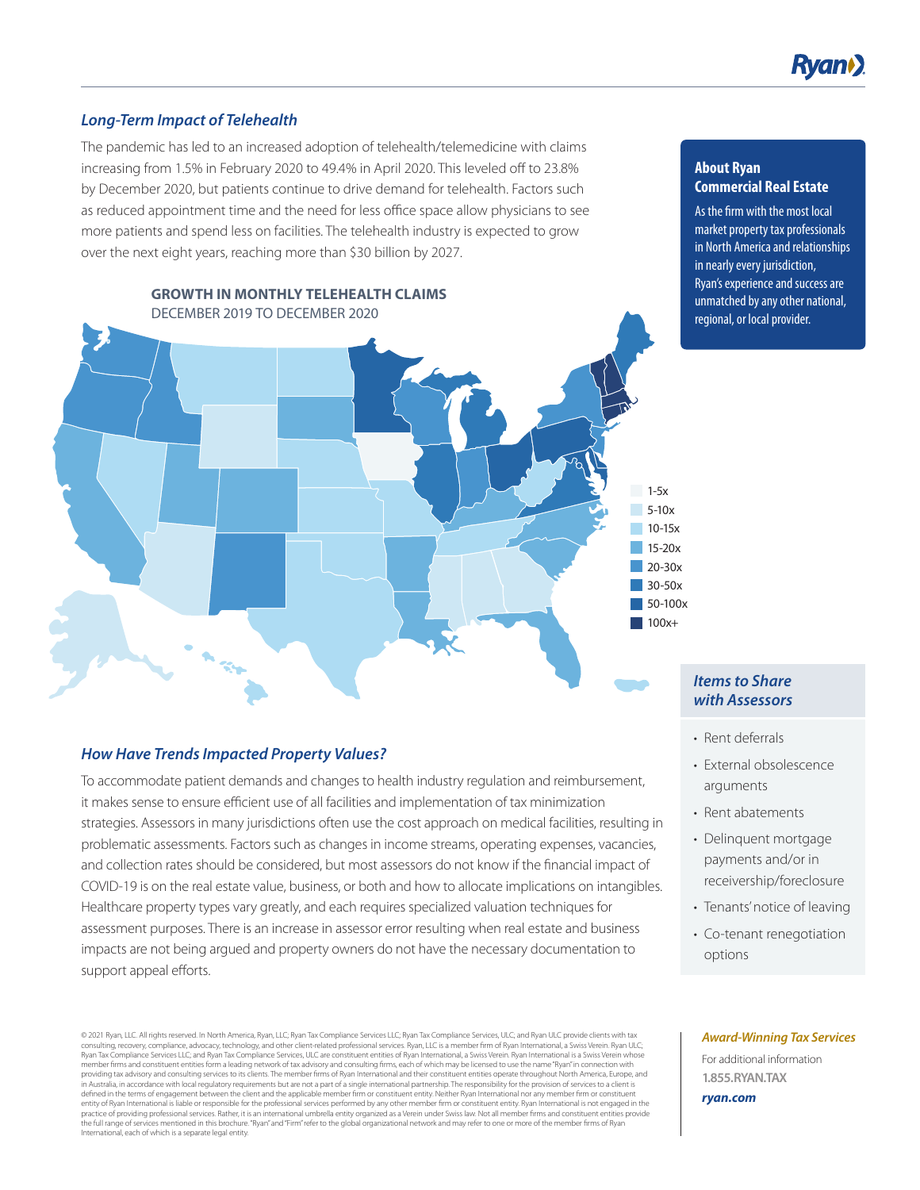### *Long-Term Impact of Telehealth*

The pandemic has led to an increased adoption of telehealth/telemedicine with claims increasing from 1.5% in February 2020 to 49.4% in April 2020. This leveled off to 23.8% by December 2020, but patients continue to drive demand for telehealth. Factors such as reduced appointment time and the need for less office space allow physicians to see more patients and spend less on facilities. The telehealth industry is expected to grow over the next eight years, reaching more than $30 billion by 2027.

**GROWTH IN MONTHLY TELEHEALTH CLAIMS**
DECEMBER 2019 TO DECEMBER 2020

1-5x
5-10x
10-15x
15-20x
20-30x
30-50x
50-100x
100x+

### *How Have Trends Impacted Property Values?*

To accommodate patient demands and changes to health industry regulation and reimbursement, it makes sense to ensure efficient use of all facilities and implementation of tax minimization strategies. Assessors in many jurisdictions often use the cost approach on medical facilities, resulting in problematic assessments. Factors such as changes in income streams, operating expenses, vacancies, and collection rates should be considered, but most assessors do not know if the financial impact of COVID-19 is on the real estate value, business, or both and how to allocate implications on intangibles. Healthcare property types vary greatly, and each requires specialized valuation techniques for assessment purposes. There is an increase in assessor error resulting when real estate and business impacts are not being argued and property owners do not have the necessary documentation to support appeal efforts.

**About Ryan Commercial Real Estate**

As the firm with the most local market property tax professionals in North America and relationships in nearly every jurisdiction, Ryan's experience and success are unmatched by any other national, regional, or local provider.

### *Items to Share with Assessors*

- Rent deferrals
- External obsolescence arguments
- Rent abatements
- Delinquent mortgage payments and/or in receivership/foreclosure
- Tenants' notice of leaving
- Co-tenant renegotiation options

© 2021 Ryan, LLC. All rights reserved. In North America, Ryan, LLC; Ryan Tax Compliance Services LLC; Ryan Tax Compliance Services, ULC; and Ryan ULC provide clients with tax consulting, recovery, compliance, advocacy, technology, and other client-related professional services. Ryan, LLC is a member firm of Ryan International, a Swiss Verein. Ryan ULC; Ryan Tax Compliance Services LLC; and Ryan Tax Compliance Services, ULC are constituent entities of Ryan International, a Swiss Verein. Ryan International is a Swiss Verein whose member firms and constituent entities form a leading network of tax advisory and consulting firms, each of which may be licensed to use the name "Ryan" in connection with providing tax advisory and consulting services to its clients. The member firms of Ryan International and their constituent entities operate throughout North America, Europe, and in Australia, in accordance with local regulatory requirements but are not a part of a single international partnership. The responsibility for the provision of services to a client is defined in the terms of engagement between the client and the applicable member firm or constituent entity. Neither Ryan International nor any member firm or constituent entity of Ryan International is liable or responsible for the professional services performed by any other member firm or constituent entity. Ryan International is not engaged in the practice of providing professional services. Rather, it is an international umbrella entity organized as a Verein under Swiss law. Not all member firms and constituent entities provide the full range of services mentioned in this brochure. "Ryan" and "Firm" refer to the global organizational network and may refer to one or more of the member firms of Ryan International, each of which is a separate legal entity.

*Award-Winning Tax Services*

For additional information
**1.855.RYAN.TAX**
***ryan.com***